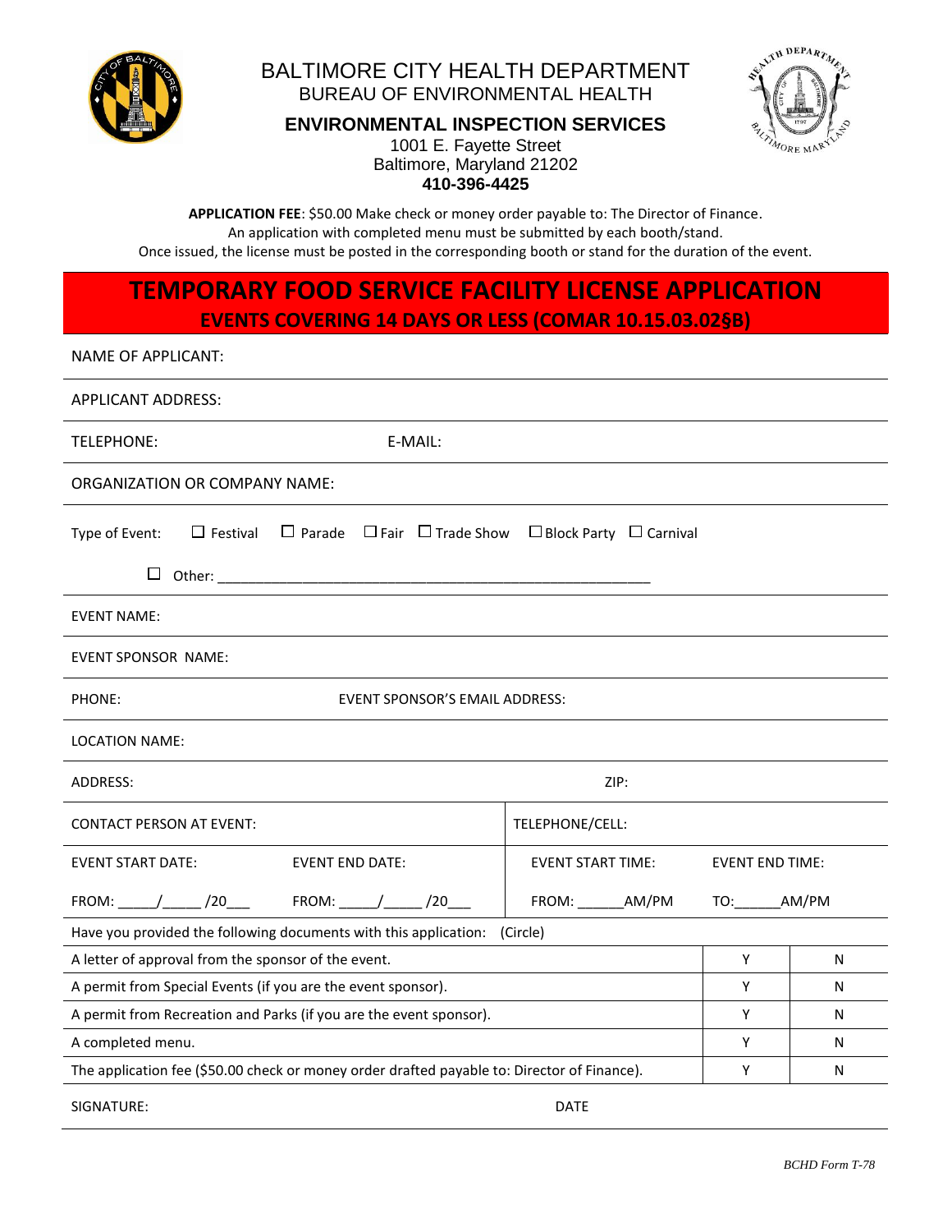# BALTIMORE CITY HEALTH DEPARTMENT

## BUREAU OF ENVIRONMENTAL HEALTH

### ENVIRONMENTAL INSPECTION SERVICES

1001 E. Fayette Street
Baltimore, Maryland 21202
**410-396-4425**

**APPLICATION FEE**: $50.00 Make check or money order payable to: The Director of Finance.
An application with completed menu must be submitted by each booth/stand.
Once issued, the license must be posted in the corresponding booth or stand for the duration of the event.

# TEMPORARY FOOD SERVICE FACILITY LICENSE APPLICATION

**EVENTS COVERING 14 DAYS OR LESS (COMAR 10.15.03.02§B)**

NAME OF APPLICANT:

APPLICANT ADDRESS:

TELEPHONE: E-MAIL:

ORGANIZATION OR COMPANY NAME:

Type of Event: ☐ Festival ☐ Parade ☐ Fair ☐ Trade Show ☐ Block Party ☐ Carnival

☐ Other: ______________________________________________________

EVENT NAME:

EVENT SPONSOR NAME:

PHONE: EVENT SPONSOR'S EMAIL ADDRESS:

LOCATION NAME:

ADDRESS: ZIP:

| CONTACT PERSON AT EVENT: | | TELEPHONE/CELL: | |
|---|---|---|---|
| EVENT START DATE: | EVENT END DATE: | EVENT START TIME: | EVENT END TIME: |
| FROM: _____/_____ /20___ | FROM: _____/_____ /20___ | FROM: ______AM/PM | TO:______AM/PM |

| Have you provided the following documents with this application: (Circle) | | |
|---|---|---|
| A letter of approval from the sponsor of the event. | Y | N |
| A permit from Special Events (if you are the event sponsor). | Y | N |
| A permit from Recreation and Parks (if you are the event sponsor). | Y | N |
| A completed menu. | Y | N |
| The application fee ($50.00 check or money order drafted payable to: Director of Finance). | Y | N |

SIGNATURE: DATE

*BCHD Form T-78*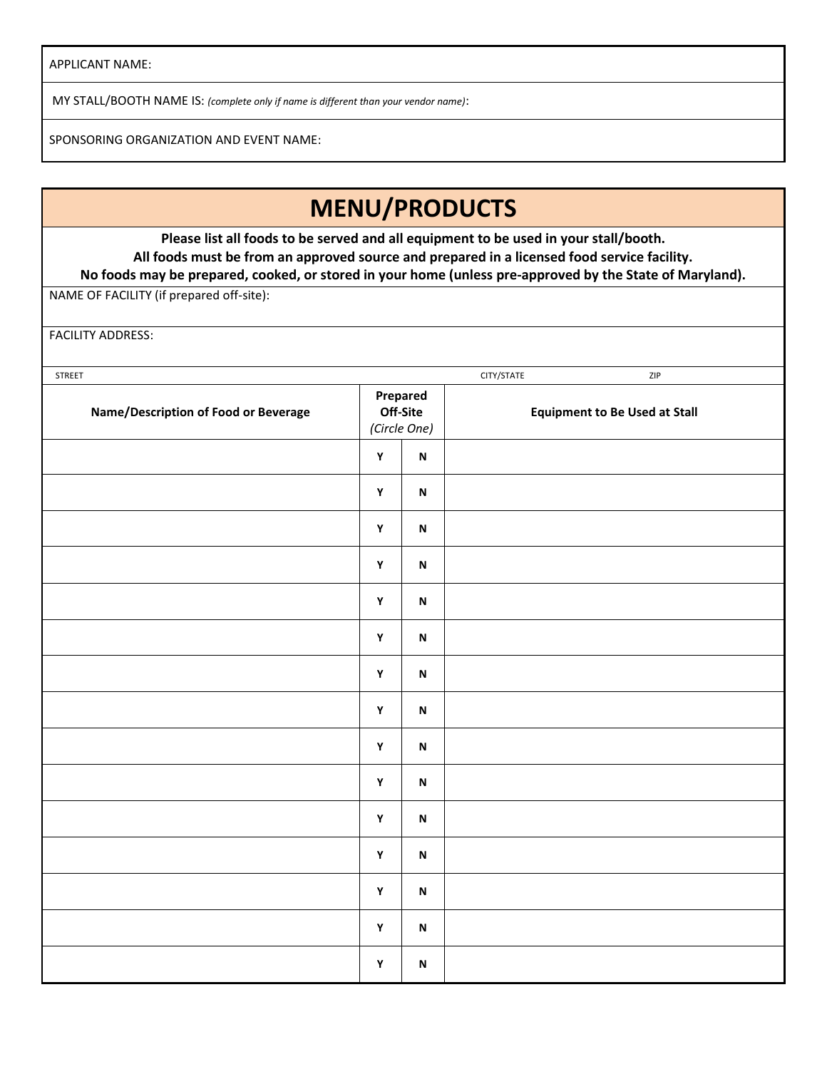APPLICANT NAME:

MY STALL/BOOTH NAME IS: *(complete only if name is different than your vendor name)*:

SPONSORING ORGANIZATION AND EVENT NAME:

## MENU/PRODUCTS

**Please list all foods to be served and all equipment to be used in your stall/booth.**
**All foods must be from an approved source and prepared in a licensed food service facility.**
**No foods may be prepared, cooked, or stored in your home (unless pre-approved by the State of Maryland).**

NAME OF FACILITY (if prepared off-site):

FACILITY ADDRESS:

STREET | CITY/STATE | ZIP

| Name/Description of Food or Beverage | Prepared Off-Site *(Circle One)* | | Equipment to Be Used at Stall |
|---|---|---|---|
| | **Y** | **N** | |
| | **Y** | **N** | |
| | **Y** | **N** | |
| | **Y** | **N** | |
| | **Y** | **N** | |
| | **Y** | **N** | |
| | **Y** | **N** | |
| | **Y** | **N** | |
| | **Y** | **N** | |
| | **Y** | **N** | |
| | **Y** | **N** | |
| | **Y** | **N** | |
| | **Y** | **N** | |
| | **Y** | **N** | |
| | **Y** | **N** | |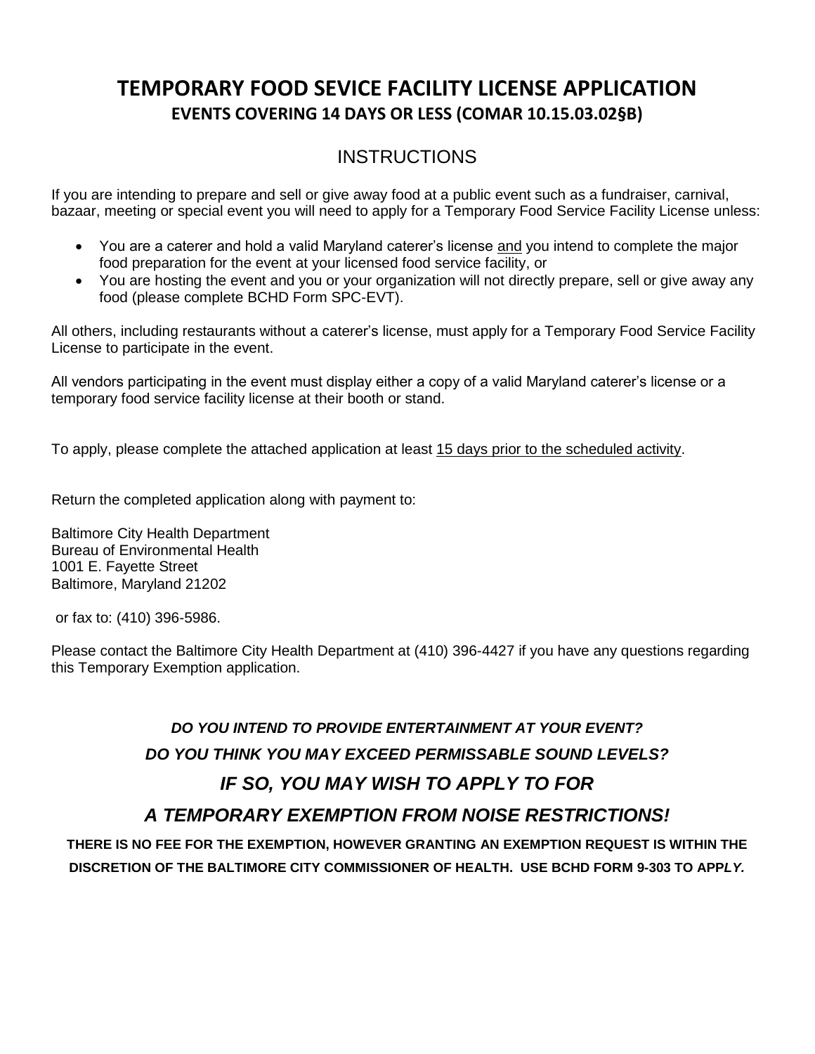# TEMPORARY FOOD SEVICE FACILITY LICENSE APPLICATION

## EVENTS COVERING 14 DAYS OR LESS (COMAR 10.15.03.02§B)

## INSTRUCTIONS

If you are intending to prepare and sell or give away food at a public event such as a fundraiser, carnival, bazaar, meeting or special event you will need to apply for a Temporary Food Service Facility License unless:

- You are a caterer and hold a valid Maryland caterer's license and you intend to complete the major food preparation for the event at your licensed food service facility, or
- You are hosting the event and you or your organization will not directly prepare, sell or give away any food (please complete BCHD Form SPC-EVT).

All others, including restaurants without a caterer's license, must apply for a Temporary Food Service Facility License to participate in the event.

All vendors participating in the event must display either a copy of a valid Maryland caterer's license or a temporary food service facility license at their booth or stand.

To apply, please complete the attached application at least 15 days prior to the scheduled activity.

Return the completed application along with payment to:

Baltimore City Health Department
Bureau of Environmental Health
1001 E. Fayette Street
Baltimore, Maryland 21202

or fax to: (410) 396-5986.

Please contact the Baltimore City Health Department at (410) 396-4427 if you have any questions regarding this Temporary Exemption application.

***DO YOU INTEND TO PROVIDE ENTERTAINMENT AT YOUR EVENT?***

***DO YOU THINK YOU MAY EXCEED PERMISSABLE SOUND LEVELS?***

***IF SO, YOU MAY WISH TO APPLY TO FOR***

***A TEMPORARY EXEMPTION FROM NOISE RESTRICTIONS!***

**THERE IS NO FEE FOR THE EXEMPTION, HOWEVER GRANTING AN EXEMPTION REQUEST IS WITHIN THE DISCRETION OF THE BALTIMORE CITY COMMISSIONER OF HEALTH. USE BCHD FORM 9-303 TO APPLY.**